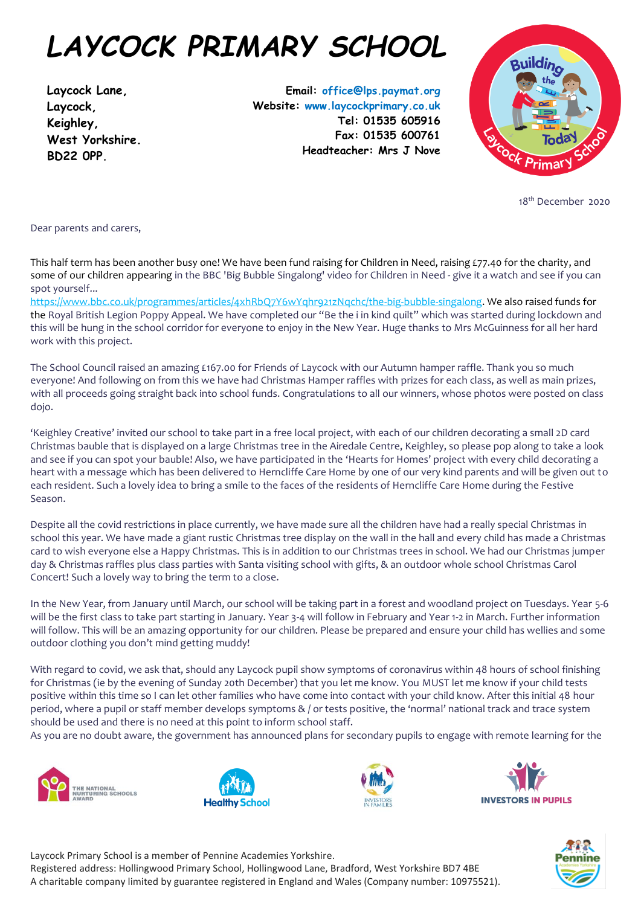# LAYCOCK PRIMARY SCHOOL

**Laycock Lane,**
**Laycock,**
**Keighley,**
**West Yorkshire.**
**BD22 0PP.**

**Email: office@lps.paymat.org**
**Website: www.laycockprimary.co.uk**
**Tel: 01535 605916**
**Fax: 01535 600761**
**Headteacher: Mrs J Nove**

18th December 2020

Dear parents and carers,

This half term has been another busy one! We have been fund raising for Children in Need, raising £77.40 for the charity, and some of our children appearing in the BBC 'Big Bubble Singalong' video for Children in Need - give it a watch and see if you can spot yourself… https://www.bbc.co.uk/programmes/articles/4xhRbQ7Y6wYqhr921zNqchc/the-big-bubble-singalong. We also raised funds for the Royal British Legion Poppy Appeal. We have completed our "Be the i in kind quilt" which was started during lockdown and this will be hung in the school corridor for everyone to enjoy in the New Year. Huge thanks to Mrs McGuinness for all her hard work with this project.

The School Council raised an amazing £167.00 for Friends of Laycock with our Autumn hamper raffle. Thank you so much everyone! And following on from this we have had Christmas Hamper raffles with prizes for each class, as well as main prizes, with all proceeds going straight back into school funds. Congratulations to all our winners, whose photos were posted on class dojo.

'Keighley Creative' invited our school to take part in a free local project, with each of our children decorating a small 2D card Christmas bauble that is displayed on a large Christmas tree in the Airedale Centre, Keighley, so please pop along to take a look and see if you can spot your bauble! Also, we have participated in the 'Hearts for Homes' project with every child decorating a heart with a message which has been delivered to Herncliffe Care Home by one of our very kind parents and will be given out to each resident. Such a lovely idea to bring a smile to the faces of the residents of Herncliffe Care Home during the Festive Season.

Despite all the covid restrictions in place currently, we have made sure all the children have had a really special Christmas in school this year. We have made a giant rustic Christmas tree display on the wall in the hall and every child has made a Christmas card to wish everyone else a Happy Christmas. This is in addition to our Christmas trees in school. We had our Christmas jumper day & Christmas raffles plus class parties with Santa visiting school with gifts, & an outdoor whole school Christmas Carol Concert! Such a lovely way to bring the term to a close.

In the New Year, from January until March, our school will be taking part in a forest and woodland project on Tuesdays. Year 5-6 will be the first class to take part starting in January. Year 3-4 will follow in February and Year 1-2 in March. Further information will follow. This will be an amazing opportunity for our children. Please be prepared and ensure your child has wellies and some outdoor clothing you don't mind getting muddy!

With regard to covid, we ask that, should any Laycock pupil show symptoms of coronavirus within 48 hours of school finishing for Christmas (ie by the evening of Sunday 20th December) that you let me know. You MUST let me know if your child tests positive within this time so I can let other families who have come into contact with your child know. After this initial 48 hour period, where a pupil or staff member develops symptoms & / or tests positive, the 'normal' national track and trace system should be used and there is no need at this point to inform school staff.
As you are no doubt aware, the government has announced plans for secondary pupils to engage with remote learning for the

Laycock Primary School is a member of Pennine Academies Yorkshire.
Registered address: Hollingwood Primary School, Hollingwood Lane, Bradford, West Yorkshire BD7 4BE
A charitable company limited by guarantee registered in England and Wales (Company number: 10975521).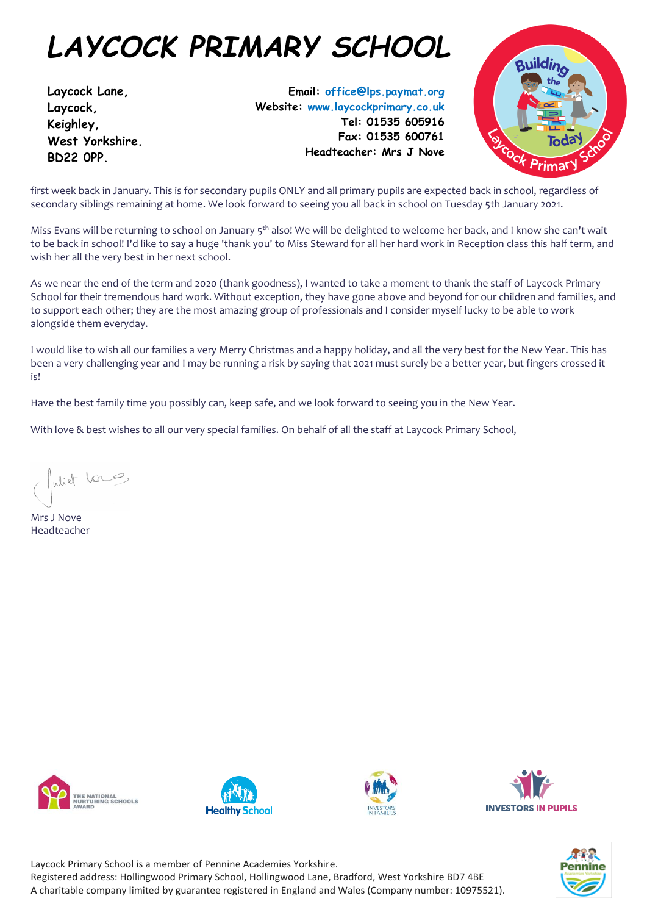# LAYCOCK PRIMARY SCHOOL

**Laycock Lane,**
**Laycock,**
**Keighley,**
**West Yorkshire.**
**BD22 0PP.**

**Email:** office@lps.paymat.org
**Website:** www.laycockprimary.co.uk
**Tel: 01535 605916**
**Fax: 01535 600761**
**Headteacher: Mrs J Nove**

first week back in January. This is for secondary pupils ONLY and all primary pupils are expected back in school, regardless of secondary siblings remaining at home. We look forward to seeing you all back in school on Tuesday 5th January 2021.

Miss Evans will be returning to school on January 5th also! We will be delighted to welcome her back, and I know she can't wait to be back in school! I'd like to say a huge 'thank you' to Miss Steward for all her hard work in Reception class this half term, and wish her all the very best in her next school.

As we near the end of the term and 2020 (thank goodness), I wanted to take a moment to thank the staff of Laycock Primary School for their tremendous hard work. Without exception, they have gone above and beyond for our children and families, and to support each other; they are the most amazing group of professionals and I consider myself lucky to be able to work alongside them everyday.

I would like to wish all our families a very Merry Christmas and a happy holiday, and all the very best for the New Year. This has been a very challenging year and I may be running a risk by saying that 2021 must surely be a better year, but fingers crossed it is!

Have the best family time you possibly can, keep safe, and we look forward to seeing you in the New Year.

With love & best wishes to all our very special families. On behalf of all the staff at Laycock Primary School,

Mrs J Nove
Headteacher

Laycock Primary School is a member of Pennine Academies Yorkshire.
Registered address: Hollingwood Primary School, Hollingwood Lane, Bradford, West Yorkshire BD7 4BE
A charitable company limited by guarantee registered in England and Wales (Company number: 10975521).